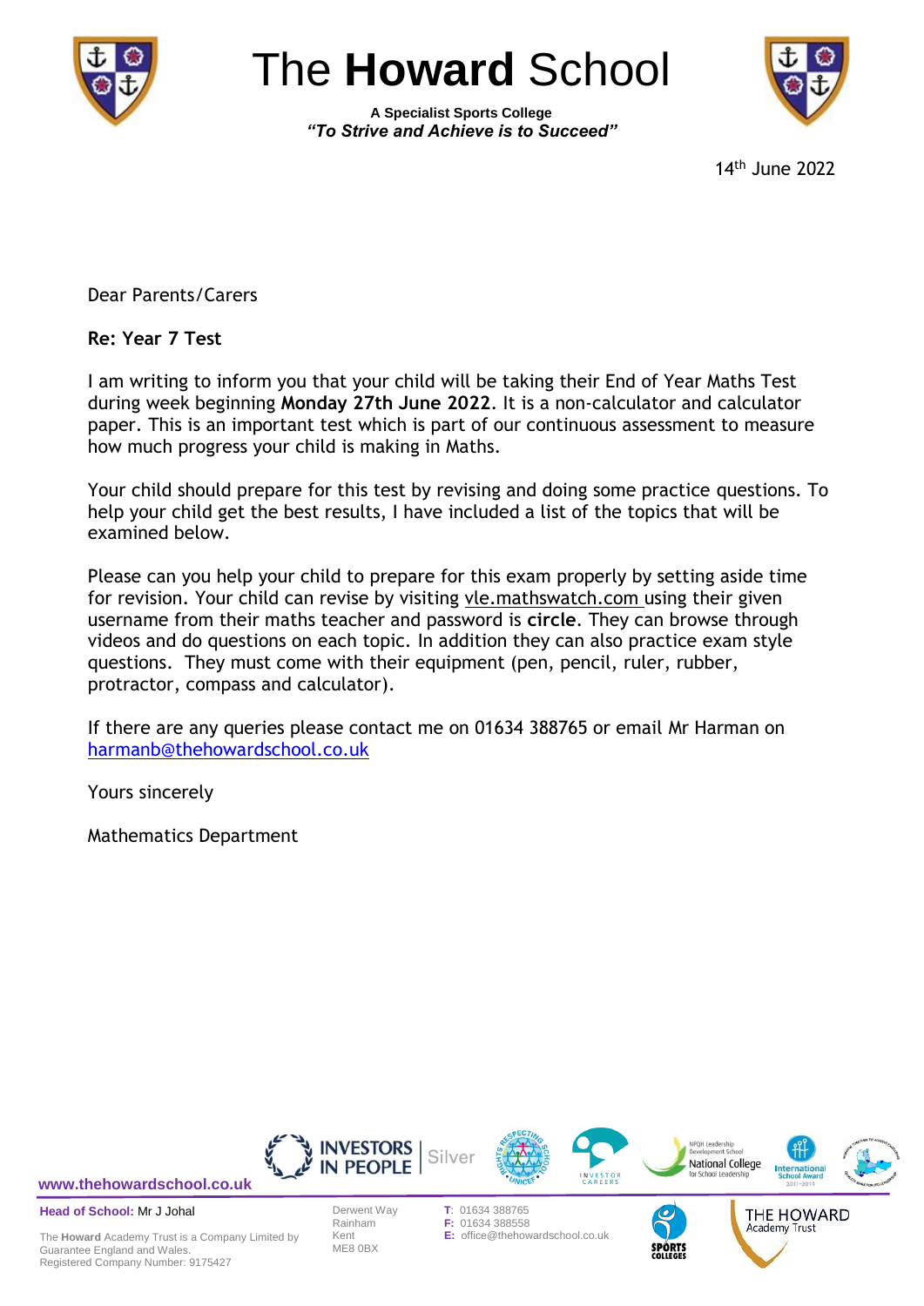# The **Howard** School

**A Specialist Sports College**
***"To Strive and Achieve is to Succeed"***

14th June 2022

Dear Parents/Carers

**Re: Year 7 Test**

I am writing to inform you that your child will be taking their End of Year Maths Test during week beginning **Monday 27th June 2022**. It is a non-calculator and calculator paper. This is an important test which is part of our continuous assessment to measure how much progress your child is making in Maths.

Your child should prepare for this test by revising and doing some practice questions. To help your child get the best results, I have included a list of the topics that will be examined below.

Please can you help your child to prepare for this exam properly by setting aside time for revision. Your child can revise by visiting vle.mathswatch.com using their given username from their maths teacher and password is **circle**. They can browse through videos and do questions on each topic. In addition they can also practice exam style questions. They must come with their equipment (pen, pencil, ruler, rubber, protractor, compass and calculator).

If there are any queries please contact me on 01634 388765 or email Mr Harman on harmanb@thehowardschool.co.uk

Yours sincerely

Mathematics Department

www.thehowardschool.co.uk

**Head of School:** Mr J Johal

The **Howard** Academy Trust is a Company Limited by Guarantee England and Wales.
Registered Company Number: 9175427

Derwent Way
Rainham
Kent
ME8 0BX

**T:** 01634 388765
**F:** 01634 388558
**E:** office@thehowardschool.co.uk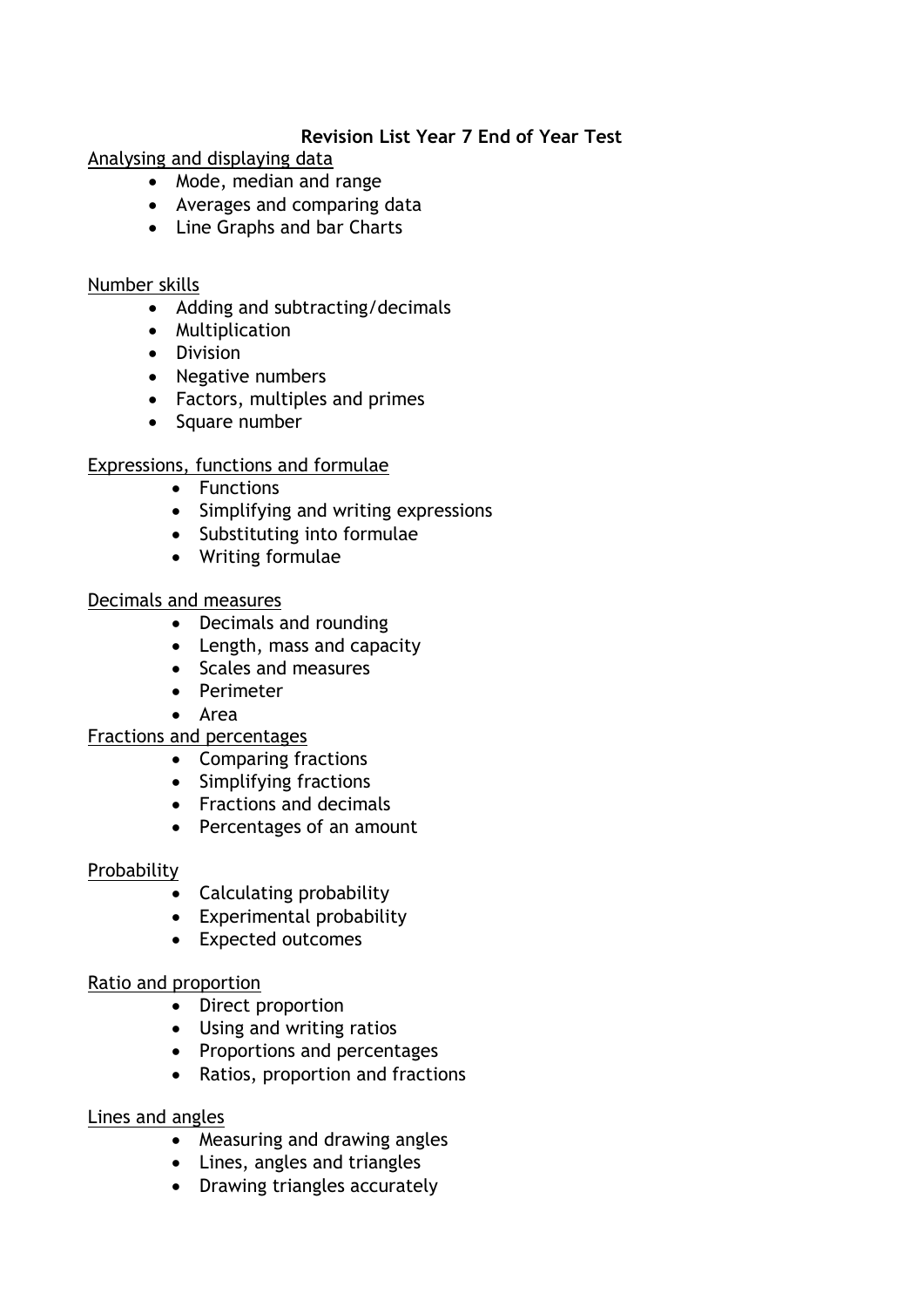# Revision List Year 7 End of Year Test

<u>Analysing and displaying data</u>

- Mode, median and range
- Averages and comparing data
- Line Graphs and bar Charts

<u>Number skills</u>

- Adding and subtracting/decimals
- Multiplication
- Division
- Negative numbers
- Factors, multiples and primes
- Square number

<u>Expressions, functions and formulae</u>

- Functions
- Simplifying and writing expressions
- Substituting into formulae
- Writing formulae

<u>Decimals and measures</u>

- Decimals and rounding
- Length, mass and capacity
- Scales and measures
- Perimeter
- Area

<u>Fractions and percentages</u>

- Comparing fractions
- Simplifying fractions
- Fractions and decimals
- Percentages of an amount

<u>Probability</u>

- Calculating probability
- Experimental probability
- Expected outcomes

<u>Ratio and proportion</u>

- Direct proportion
- Using and writing ratios
- Proportions and percentages
- Ratios, proportion and fractions

<u>Lines and angles</u>

- Measuring and drawing angles
- Lines, angles and triangles
- Drawing triangles accurately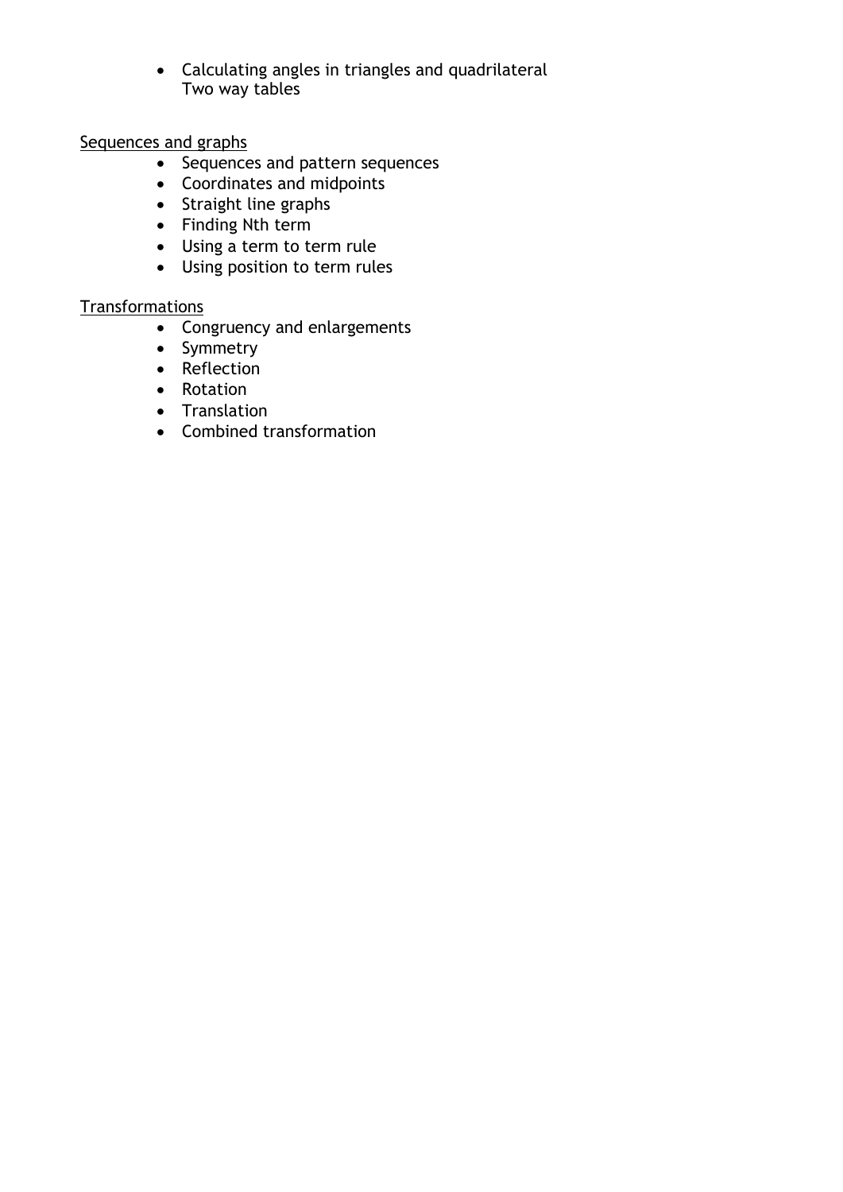- Calculating angles in triangles and quadrilateral
  Two way tables

<u>Sequences and graphs</u>

- Sequences and pattern sequences
- Coordinates and midpoints
- Straight line graphs
- Finding Nth term
- Using a term to term rule
- Using position to term rules

<u>Transformations</u>

- Congruency and enlargements
- Symmetry
- Reflection
- Rotation
- Translation
- Combined transformation